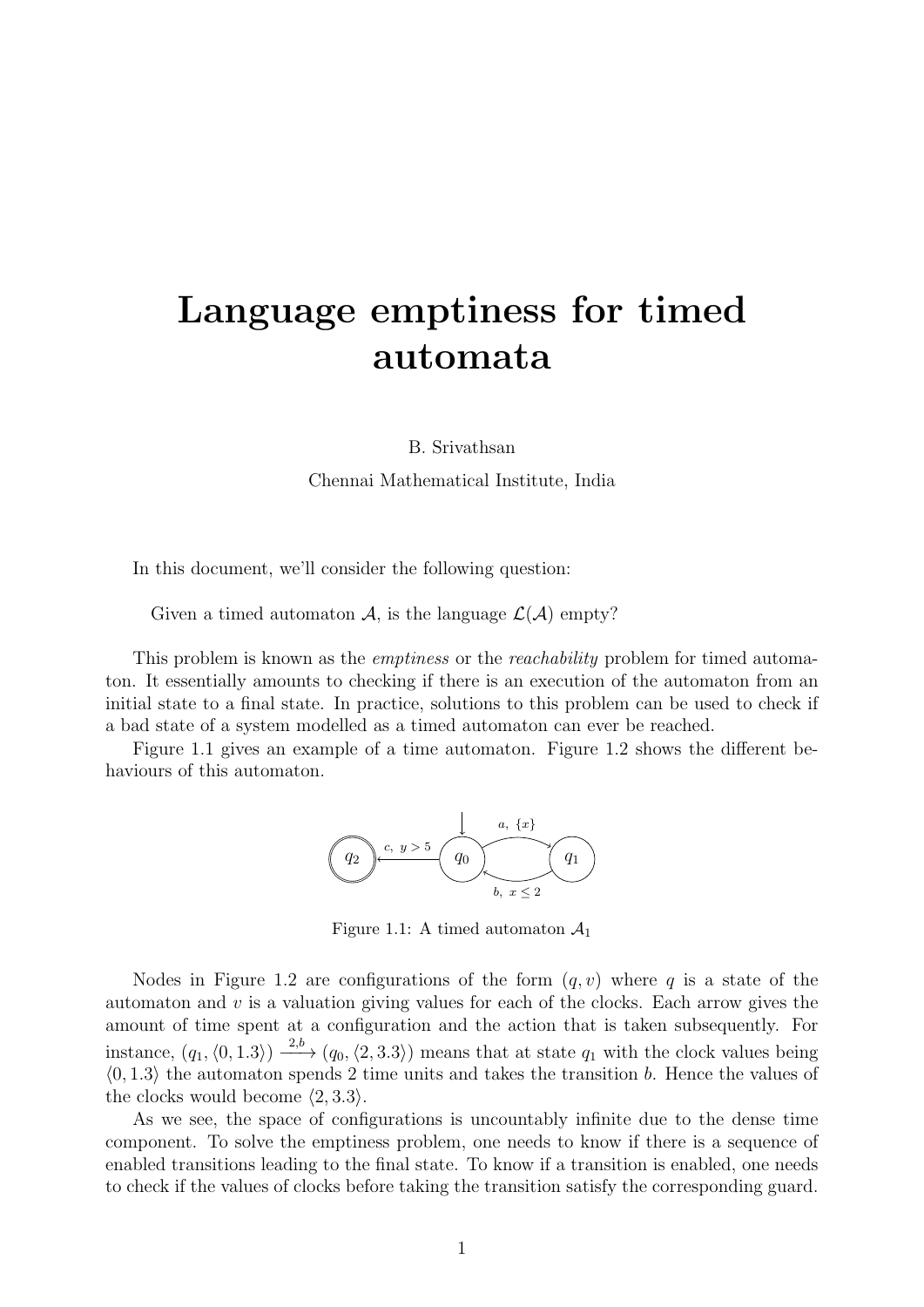# Language emptiness for timed automata

B. Srivathsan

Chennai Mathematical Institute, India

In this document, we'll consider the following question:

> Given a timed automaton $\mathcal{A}$, is the language $\mathcal{L}(\mathcal{A})$ empty?

This problem is known as the *emptiness* or the *reachability* problem for timed automaton. It essentially amounts to checking if there is an execution of the automaton from an initial state to a final state. In practice, solutions to this problem can be used to check if a bad state of a system modelled as a timed automaton can ever be reached.

Figure 1.1 gives an example of a time automaton. Figure 1.2 shows the different behaviours of this automaton.

Figure 1.1: A timed automaton $\mathcal{A}_1$

Nodes in Figure 1.2 are configurations of the form $(q, v)$ where $q$ is a state of the automaton and $v$ is a valuation giving values for each of the clocks. Each arrow gives the amount of time spent at a configuration and the action that is taken subsequently. For instance, $(q_1, \langle 0, 1.3 \rangle) \xrightarrow{2,b} (q_0, \langle 2, 3.3 \rangle)$ means that at state $q_1$ with the clock values being $\langle 0, 1.3 \rangle$ the automaton spends 2 time units and takes the transition $b$. Hence the values of the clocks would become $\langle 2, 3.3 \rangle$.

As we see, the space of configurations is uncountably infinite due to the dense time component. To solve the emptiness problem, one needs to know if there is a sequence of enabled transitions leading to the final state. To know if a transition is enabled, one needs to check if the values of clocks before taking the transition satisfy the corresponding guard.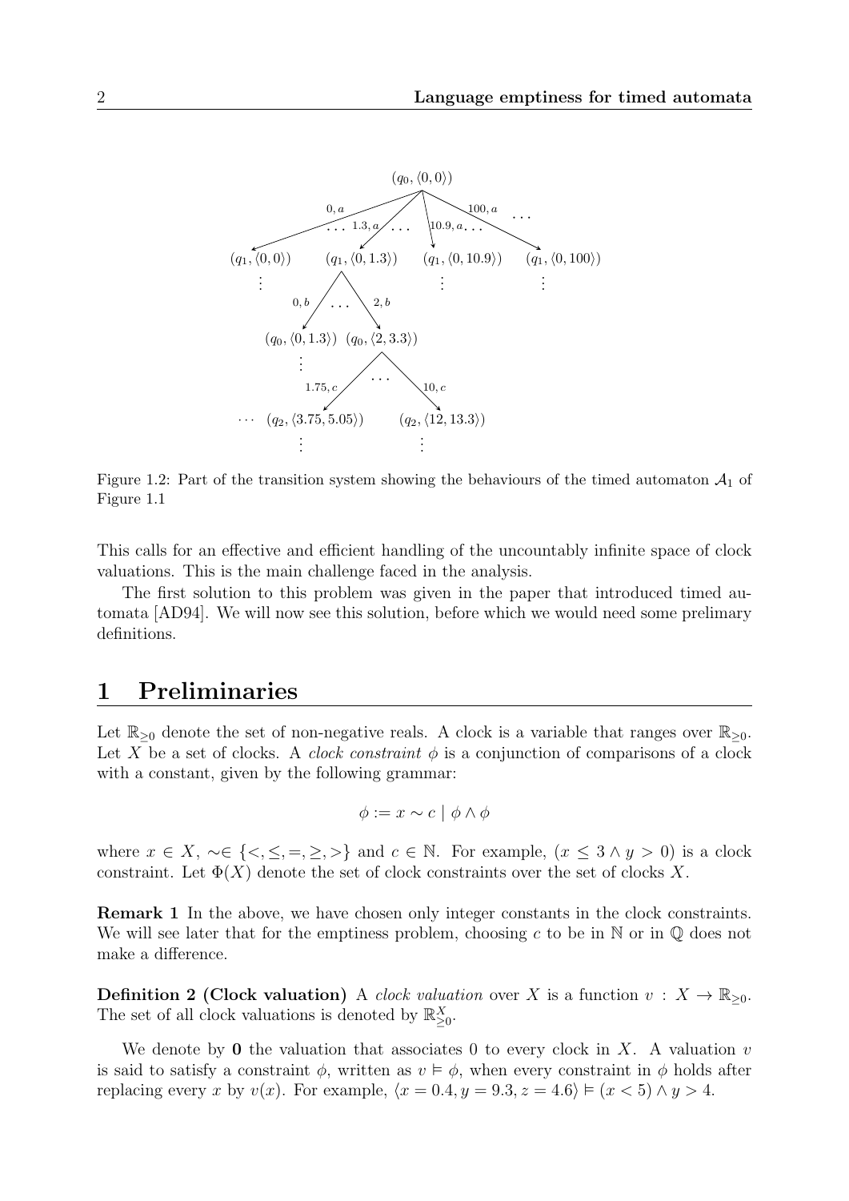Figure 1.2: Part of the transition system showing the behaviours of the timed automaton $\mathcal{A}_1$ of Figure 1.1

This calls for an effective and efficient handling of the uncountably infinite space of clock valuations. This is the main challenge faced in the analysis.

The first solution to this problem was given in the paper that introduced timed automata [AD94]. We will now see this solution, before which we would need some prelimary definitions.

# 1 Preliminaries

Let $\mathbb{R}_{\geq 0}$ denote the set of non-negative reals. A clock is a variable that ranges over $\mathbb{R}_{\geq 0}$. Let $X$ be a set of clocks. A *clock constraint* $\phi$ is a conjunction of comparisons of a clock with a constant, given by the following grammar:

$$\phi := x \sim c \mid \phi \wedge \phi$$

where $x \in X$, $\sim \in \{<, \leq, =, \geq, >\}$ and $c \in \mathbb{N}$. For example, $(x \leq 3 \wedge y > 0)$ is a clock constraint. Let $\Phi(X)$ denote the set of clock constraints over the set of clocks $X$.

**Remark 1** In the above, we have chosen only integer constants in the clock constraints. We will see later that for the emptiness problem, choosing $c$ to be in $\mathbb{N}$ or in $\mathbb{Q}$ does not make a difference.

**Definition 2 (Clock valuation)** A *clock valuation* over $X$ is a function $v : X \to \mathbb{R}_{\geq 0}$. The set of all clock valuations is denoted by $\mathbb{R}_{\geq 0}^X$.

We denote by $\mathbf{0}$ the valuation that associates 0 to every clock in $X$. A valuation $v$ is said to satisfy a constraint $\phi$, written as $v \vDash \phi$, when every constraint in $\phi$ holds after replacing every $x$ by $v(x)$. For example, $\langle x = 0.4, y = 9.3, z = 4.6 \rangle \vDash (x < 5) \wedge y > 4$.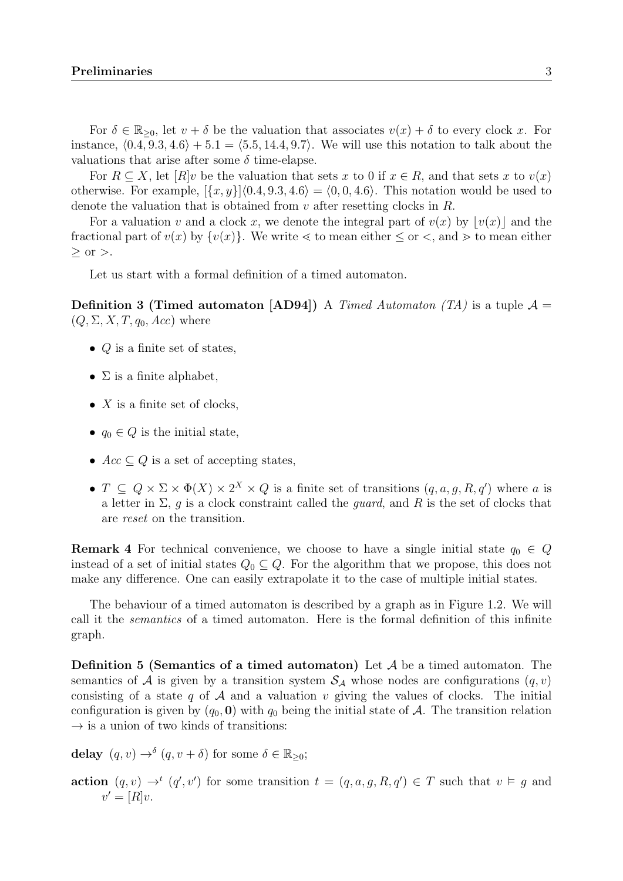For $\delta \in \mathbb{R}_{\geq 0}$, let $v + \delta$ be the valuation that associates $v(x) + \delta$ to every clock $x$. For instance, $\langle 0.4, 9.3, 4.6\rangle + 5.1 = \langle 5.5, 14.4, 9.7\rangle$. We will use this notation to talk about the valuations that arise after some $\delta$ time-elapse.

For $R \subseteq X$, let $[R]v$ be the valuation that sets $x$ to 0 if $x \in R$, and that sets $x$ to $v(x)$ otherwise. For example, $[\{x, y\}]\langle 0.4, 9.3, 4.6\rangle = \langle 0, 0, 4.6\rangle$. This notation would be used to denote the valuation that is obtained from $v$ after resetting clocks in $R$.

For a valuation $v$ and a clock $x$, we denote the integral part of $v(x)$ by $\lfloor v(x) \rfloor$ and the fractional part of $v(x)$ by $\{v(x)\}$. We write $\lessdot$ to mean either $\leq$ or $<$, and $\gtrdot$ to mean either $\geq$ or $>$.

Let us start with a formal definition of a timed automaton.

**Definition 3 (Timed automaton [AD94])** A *Timed Automaton (TA)* is a tuple $\mathcal{A} = (Q, \Sigma, X, T, q_0, Acc)$ where

- $Q$ is a finite set of states,
- $\Sigma$ is a finite alphabet,
- $X$ is a finite set of clocks,
- $q_0 \in Q$ is the initial state,
- $Acc \subseteq Q$ is a set of accepting states,
- $T \subseteq Q \times \Sigma \times \Phi(X) \times 2^X \times Q$ is a finite set of transitions $(q, a, g, R, q')$ where $a$ is a letter in $\Sigma$, $g$ is a clock constraint called the *guard*, and $R$ is the set of clocks that are *reset* on the transition.

**Remark 4** For technical convenience, we choose to have a single initial state $q_0 \in Q$ instead of a set of initial states $Q_0 \subseteq Q$. For the algorithm that we propose, this does not make any difference. One can easily extrapolate it to the case of multiple initial states.

The behaviour of a timed automaton is described by a graph as in Figure 1.2. We will call it the *semantics* of a timed automaton. Here is the formal definition of this infinite graph.

**Definition 5 (Semantics of a timed automaton)** Let $\mathcal{A}$ be a timed automaton. The semantics of $\mathcal{A}$ is given by a transition system $\mathcal{S}_{\mathcal{A}}$ whose nodes are configurations $(q, v)$ consisting of a state $q$ of $\mathcal{A}$ and a valuation $v$ giving the values of clocks. The initial configuration is given by $(q_0, \mathbf{0})$ with $q_0$ being the initial state of $\mathcal{A}$. The transition relation $\rightarrow$ is a union of two kinds of transitions:

**delay** $(q, v) \rightarrow^{\delta} (q, v + \delta)$ for some $\delta \in \mathbb{R}_{\geq 0}$;

**action** $(q, v) \rightarrow^{t} (q', v')$ for some transition $t = (q, a, g, R, q') \in T$ such that $v \vDash g$ and $v' = [R]v$.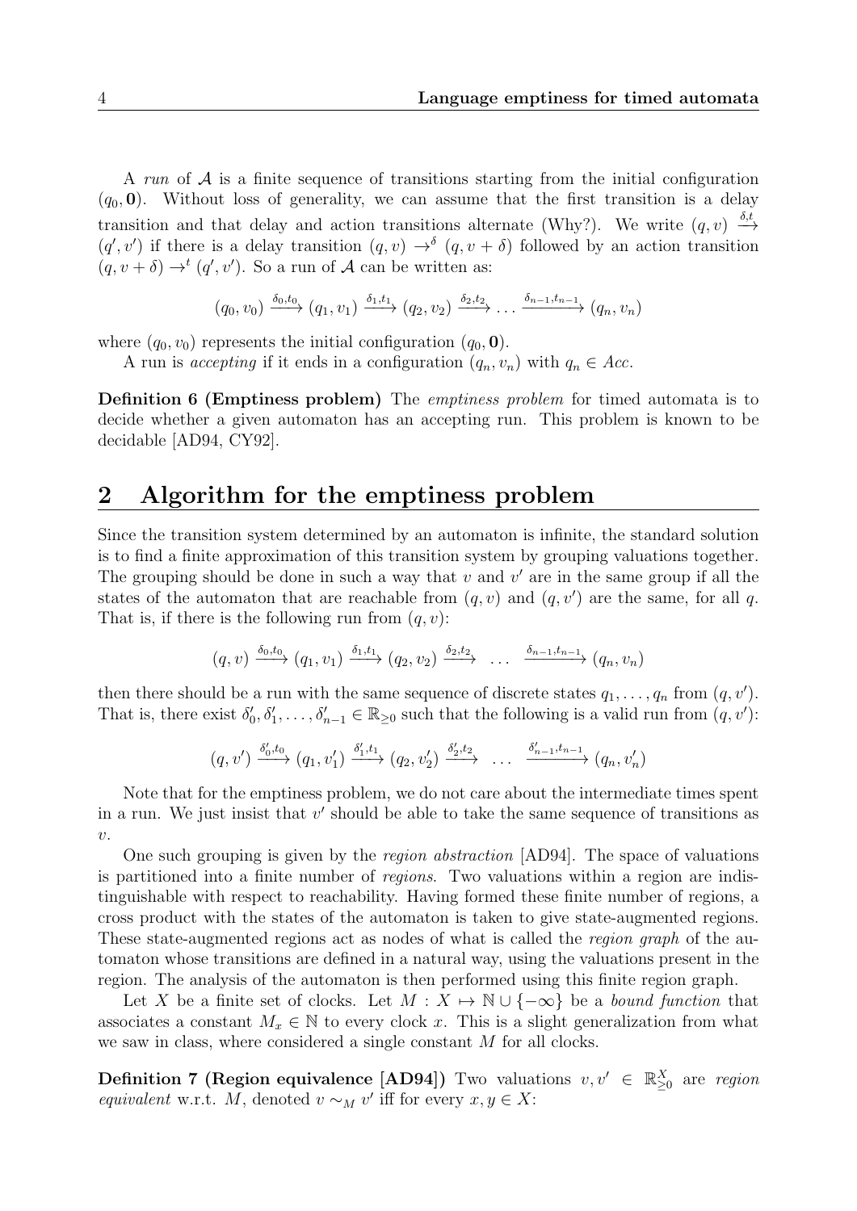A *run* of $\mathcal{A}$ is a finite sequence of transitions starting from the initial configuration $(q_0, \mathbf{0})$. Without loss of generality, we can assume that the first transition is a delay transition and that delay and action transitions alternate (Why?). We write $(q, v) \xrightarrow{\delta, t} (q', v')$ if there is a delay transition $(q, v) \rightarrow^{\delta} (q, v + \delta)$ followed by an action transition $(q, v + \delta) \rightarrow^{t} (q', v')$. So a run of $\mathcal{A}$ can be written as:

$$(q_0, v_0) \xrightarrow{\delta_0, t_0} (q_1, v_1) \xrightarrow{\delta_1, t_1} (q_2, v_2) \xrightarrow{\delta_2, t_2} \dots \xrightarrow{\delta_{n-1}, t_{n-1}} (q_n, v_n)$$

where $(q_0, v_0)$ represents the initial configuration $(q_0, \mathbf{0})$.

A run is *accepting* if it ends in a configuration $(q_n, v_n)$ with $q_n \in Acc$.

**Definition 6 (Emptiness problem)** The *emptiness problem* for timed automata is to decide whether a given automaton has an accepting run. This problem is known to be decidable [AD94, CY92].

## 2 Algorithm for the emptiness problem

Since the transition system determined by an automaton is infinite, the standard solution is to find a finite approximation of this transition system by grouping valuations together. The grouping should be done in such a way that $v$ and $v'$ are in the same group if all the states of the automaton that are reachable from $(q, v)$ and $(q, v')$ are the same, for all $q$. That is, if there is the following run from $(q, v)$:

$$(q, v) \xrightarrow{\delta_0, t_0} (q_1, v_1) \xrightarrow{\delta_1, t_1} (q_2, v_2) \xrightarrow{\delta_2, t_2} \dots \xrightarrow{\delta_{n-1}, t_{n-1}} (q_n, v_n)$$

then there should be a run with the same sequence of discrete states $q_1, \dots, q_n$ from $(q, v')$. That is, there exist $\delta'_0, \delta'_1, \dots, \delta'_{n-1} \in \mathbb{R}_{\geq 0}$ such that the following is a valid run from $(q, v')$:

$$(q, v') \xrightarrow{\delta'_0, t_0} (q_1, v'_1) \xrightarrow{\delta'_1, t_1} (q_2, v'_2) \xrightarrow{\delta'_2, t_2} \dots \xrightarrow{\delta'_{n-1}, t_{n-1}} (q_n, v'_n)$$

Note that for the emptiness problem, we do not care about the intermediate times spent in a run. We just insist that $v'$ should be able to take the same sequence of transitions as $v$.

One such grouping is given by the *region abstraction* [AD94]. The space of valuations is partitioned into a finite number of *regions*. Two valuations within a region are indistinguishable with respect to reachability. Having formed these finite number of regions, a cross product with the states of the automaton is taken to give state-augmented regions. These state-augmented regions act as nodes of what is called the *region graph* of the automaton whose transitions are defined in a natural way, using the valuations present in the region. The analysis of the automaton is then performed using this finite region graph.

Let $X$ be a finite set of clocks. Let $M : X \mapsto \mathbb{N} \cup \{-\infty\}$ be a *bound function* that associates a constant $M_x \in \mathbb{N}$ to every clock $x$. This is a slight generalization from what we saw in class, where considered a single constant $M$ for all clocks.

**Definition 7 (Region equivalence [AD94])** Two valuations $v, v' \in \mathbb{R}^X_{\geq 0}$ are *region equivalent* w.r.t. $M$, denoted $v \sim_M v'$ iff for every $x, y \in X$: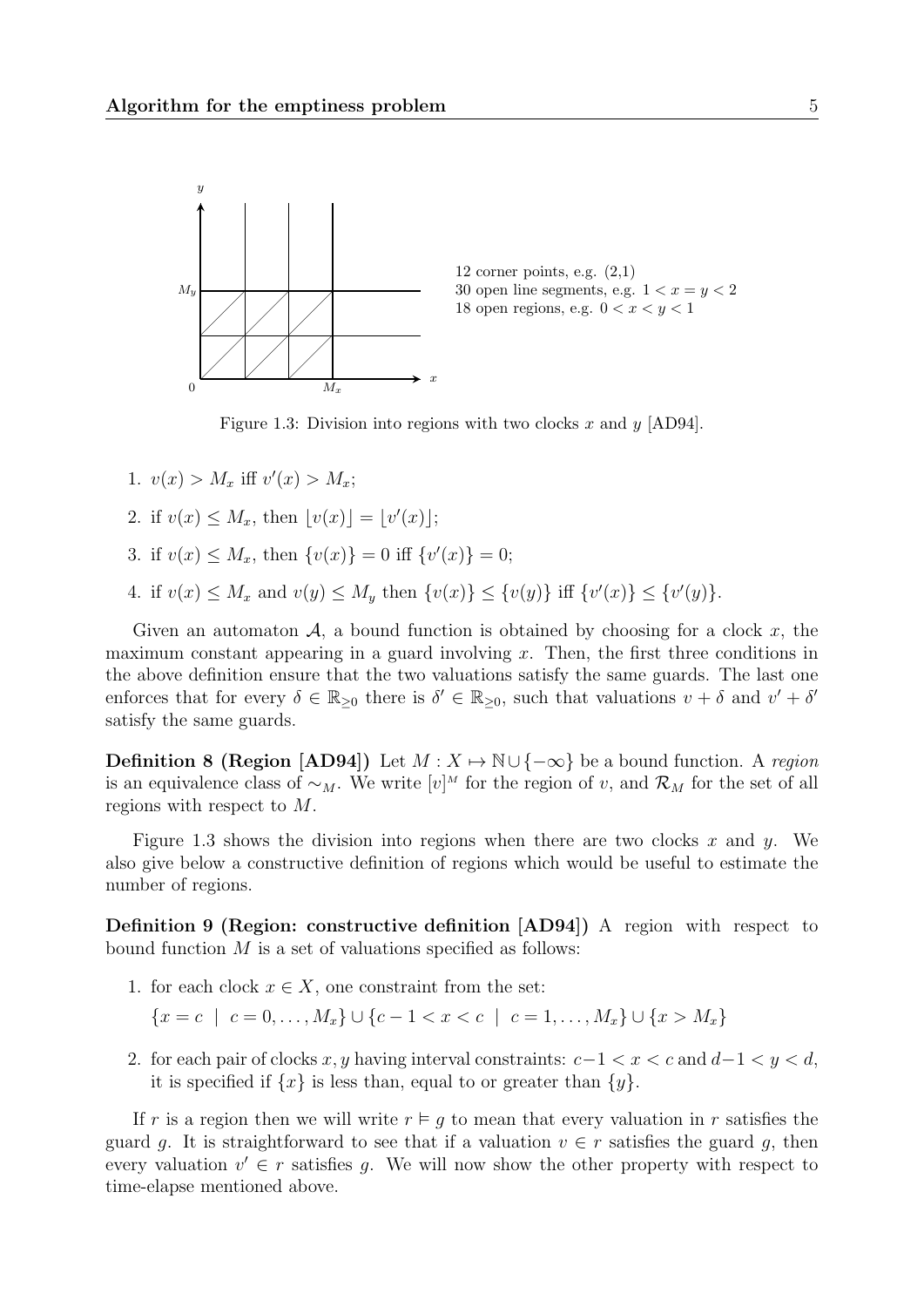12 corner points, e.g. (2,1)
30 open line segments, e.g. $1 < x = y < 2$
18 open regions, e.g. $0 < x < y < 1$

Figure 1.3: Division into regions with two clocks $x$ and $y$ [AD94].

1. $v(x) > M_x$ iff $v'(x) > M_x$;
2. if $v(x) \leq M_x$, then $\lfloor v(x) \rfloor = \lfloor v'(x) \rfloor$;
3. if $v(x) \leq M_x$, then $\{v(x)\} = 0$ iff $\{v'(x)\} = 0$;
4. if $v(x) \leq M_x$ and $v(y) \leq M_y$ then $\{v(x)\} \leq \{v(y)\}$ iff $\{v'(x)\} \leq \{v'(y)\}$.

Given an automaton $\mathcal{A}$, a bound function is obtained by choosing for a clock $x$, the maximum constant appearing in a guard involving $x$. Then, the first three conditions in the above definition ensure that the two valuations satisfy the same guards. The last one enforces that for every $\delta \in \mathbb{R}_{\geq 0}$ there is $\delta' \in \mathbb{R}_{\geq 0}$, such that valuations $v + \delta$ and $v' + \delta'$ satisfy the same guards.

**Definition 8 (Region [AD94])** Let $M : X \mapsto \mathbb{N} \cup \{-\infty\}$ be a bound function. A *region* is an equivalence class of $\sim_M$. We write $[v]^M$ for the region of $v$, and $\mathcal{R}_M$ for the set of all regions with respect to $M$.

Figure 1.3 shows the division into regions when there are two clocks $x$ and $y$. We also give below a constructive definition of regions which would be useful to estimate the number of regions.

**Definition 9 (Region: constructive definition [AD94])** A region with respect to bound function $M$ is a set of valuations specified as follows:

1. for each clock $x \in X$, one constraint from the set:

   $\{x = c \mid c = 0, \ldots, M_x\} \cup \{c - 1 < x < c \mid c = 1, \ldots, M_x\} \cup \{x > M_x\}$

2. for each pair of clocks $x, y$ having interval constraints: $c-1 < x < c$ and $d-1 < y < d$, it is specified if $\{x\}$ is less than, equal to or greater than $\{y\}$.

If $r$ is a region then we will write $r \vDash g$ to mean that every valuation in $r$ satisfies the guard $g$. It is straightforward to see that if a valuation $v \in r$ satisfies the guard $g$, then every valuation $v' \in r$ satisfies $g$. We will now show the other property with respect to time-elapse mentioned above.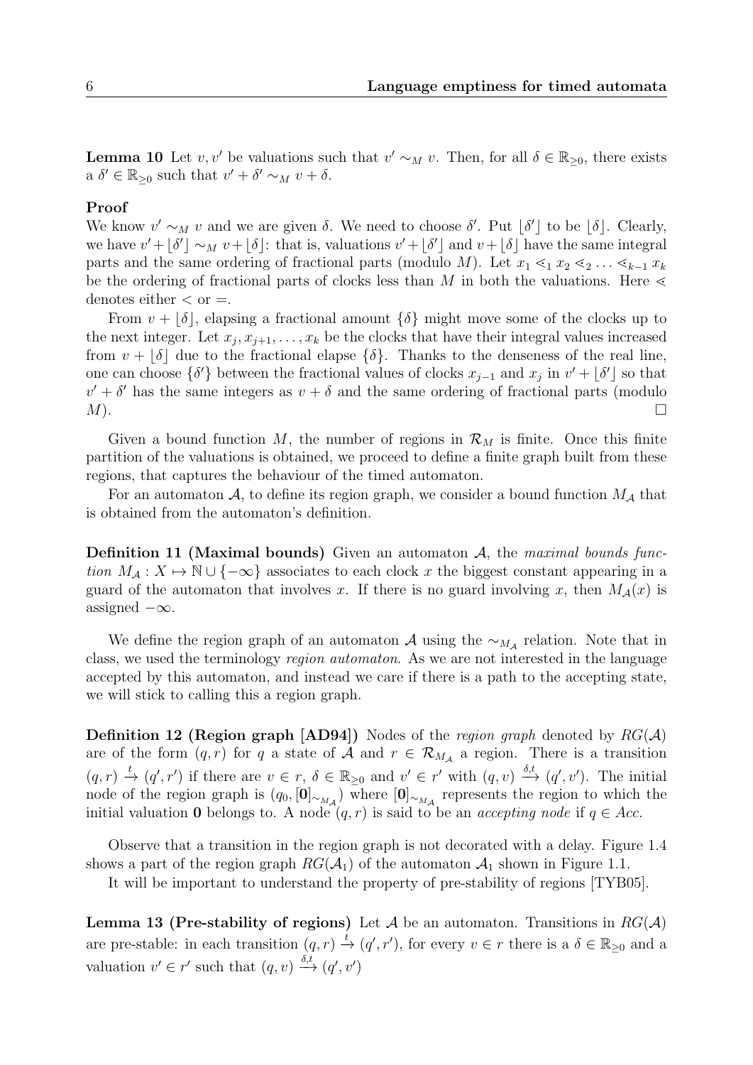**Lemma 10** Let $v, v'$ be valuations such that $v' \sim_M v$. Then, for all $\delta \in \mathbb{R}_{\geq 0}$, there exists a $\delta' \in \mathbb{R}_{\geq 0}$ such that $v' + \delta' \sim_M v + \delta$.

**Proof**

We know $v' \sim_M v$ and we are given $\delta$. We need to choose $\delta'$. Put $\lfloor \delta' \rfloor$ to be $\lfloor \delta \rfloor$. Clearly, we have $v' + \lfloor \delta' \rfloor \sim_M v + \lfloor \delta \rfloor$: that is, valuations $v' + \lfloor \delta' \rfloor$ and $v + \lfloor \delta \rfloor$ have the same integral parts and the same ordering of fractional parts (modulo $M$). Let $x_1 \lessdot_1 x_2 \lessdot_2 \dots \lessdot_{k-1} x_k$ be the ordering of fractional parts of clocks less than $M$ in both the valuations. Here $\lessdot$ denotes either $<$ or $=$.

From $v + \lfloor \delta \rfloor$, elapsing a fractional amount $\{\delta\}$ might move some of the clocks up to the next integer. Let $x_j, x_{j+1}, \dots, x_k$ be the clocks that have their integral values increased from $v + \lfloor \delta \rfloor$ due to the fractional elapse $\{\delta\}$. Thanks to the denseness of the real line, one can choose $\{\delta'\}$ between the fractional values of clocks $x_{j-1}$ and $x_j$ in $v' + \lfloor \delta' \rfloor$ so that $v' + \delta'$ has the same integers as $v + \delta$ and the same ordering of fractional parts (modulo $M$). $\square$

Given a bound function $M$, the number of regions in $\mathcal{R}_M$ is finite. Once this finite partition of the valuations is obtained, we proceed to define a finite graph built from these regions, that captures the behaviour of the timed automaton.

For an automaton $\mathcal{A}$, to define its region graph, we consider a bound function $M_{\mathcal{A}}$ that is obtained from the automaton's definition.

**Definition 11 (Maximal bounds)** Given an automaton $\mathcal{A}$, the *maximal bounds function* $M_{\mathcal{A}} : X \mapsto \mathbb{N} \cup \{-\infty\}$ associates to each clock $x$ the biggest constant appearing in a guard of the automaton that involves $x$. If there is no guard involving $x$, then $M_{\mathcal{A}}(x)$ is assigned $-\infty$.

We define the region graph of an automaton $\mathcal{A}$ using the $\sim_{M_{\mathcal{A}}}$ relation. Note that in class, we used the terminology *region automaton*. As we are not interested in the language accepted by this automaton, and instead we care if there is a path to the accepting state, we will stick to calling this a region graph.

**Definition 12 (Region graph [AD94])** Nodes of the *region graph* denoted by $RG(\mathcal{A})$ are of the form $(q, r)$ for $q$ a state of $\mathcal{A}$ and $r \in \mathcal{R}_{M_{\mathcal{A}}}$ a region. There is a transition $(q, r) \xrightarrow{t} (q', r')$ if there are $v \in r$, $\delta \in \mathbb{R}_{\geq 0}$ and $v' \in r'$ with $(q, v) \xrightarrow{\delta, t} (q', v')$. The initial node of the region graph is $(q_0, [\mathbf{0}]_{\sim_{M_{\mathcal{A}}}})$ where $[\mathbf{0}]_{\sim_{M_{\mathcal{A}}}}$ represents the region to which the initial valuation $\mathbf{0}$ belongs to. A node $(q, r)$ is said to be an *accepting node* if $q \in Acc$.

Observe that a transition in the region graph is not decorated with a delay. Figure 1.4 shows a part of the region graph $RG(\mathcal{A}_1)$ of the automaton $\mathcal{A}_1$ shown in Figure 1.1.

It will be important to understand the property of pre-stability of regions [TYB05].

**Lemma 13 (Pre-stability of regions)** Let $\mathcal{A}$ be an automaton. Transitions in $RG(\mathcal{A})$ are pre-stable: in each transition $(q, r) \xrightarrow{t} (q', r')$, for every $v \in r$ there is a $\delta \in \mathbb{R}_{\geq 0}$ and a valuation $v' \in r'$ such that $(q, v) \xrightarrow{\delta, t} (q', v')$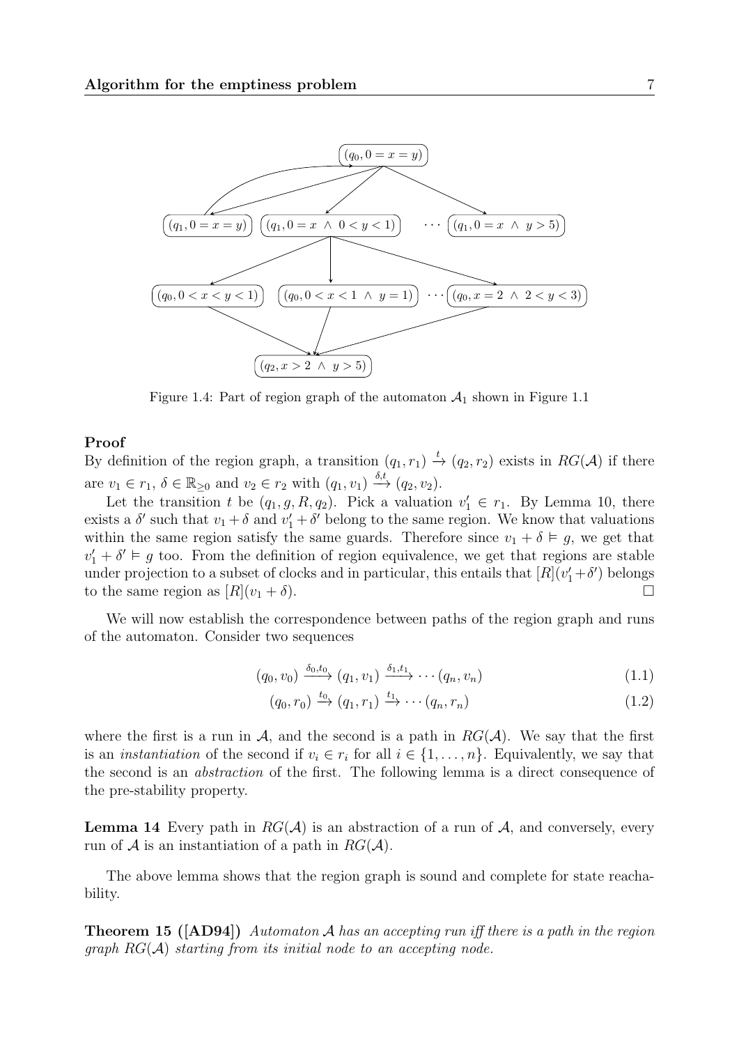Figure 1.4: Part of region graph of the automaton $\mathcal{A}_1$ shown in Figure 1.1

**Proof**

By definition of the region graph, a transition $(q_1, r_1) \xrightarrow{t} (q_2, r_2)$ exists in $RG(\mathcal{A})$ if there are $v_1 \in r_1$, $\delta \in \mathbb{R}_{\geq 0}$ and $v_2 \in r_2$ with $(q_1, v_1) \xrightarrow{\delta, t} (q_2, v_2)$.

Let the transition $t$ be $(q_1, g, R, q_2)$. Pick a valuation $v_1' \in r_1$. By Lemma 10, there exists a $\delta'$ such that $v_1 + \delta$ and $v_1' + \delta'$ belong to the same region. We know that valuations within the same region satisfy the same guards. Therefore since $v_1 + \delta \vDash g$, we get that $v_1' + \delta' \vDash g$ too. From the definition of region equivalence, we get that regions are stable under projection to a subset of clocks and in particular, this entails that $[R](v_1' + \delta')$ belongs to the same region as $[R](v_1 + \delta)$. □

We will now establish the correspondence between paths of the region graph and runs of the automaton. Consider two sequences

$$(q_0, v_0) \xrightarrow{\delta_0, t_0} (q_1, v_1) \xrightarrow{\delta_1, t_1} \cdots (q_n, v_n) \tag{1.1}$$

$$(q_0, r_0) \xrightarrow{t_0} (q_1, r_1) \xrightarrow{t_1} \cdots (q_n, r_n) \tag{1.2}$$

where the first is a run in $\mathcal{A}$, and the second is a path in $RG(\mathcal{A})$. We say that the first is an *instantiation* of the second if $v_i \in r_i$ for all $i \in \{1, \ldots, n\}$. Equivalently, we say that the second is an *abstraction* of the first. The following lemma is a direct consequence of the pre-stability property.

**Lemma 14** Every path in $RG(\mathcal{A})$ is an abstraction of a run of $\mathcal{A}$, and conversely, every run of $\mathcal{A}$ is an instantiation of a path in $RG(\mathcal{A})$.

The above lemma shows that the region graph is sound and complete for state reachability.

**Theorem 15 ([AD94])** *Automaton $\mathcal{A}$ has an accepting run iff there is a path in the region graph $RG(\mathcal{A})$ starting from its initial node to an accepting node.*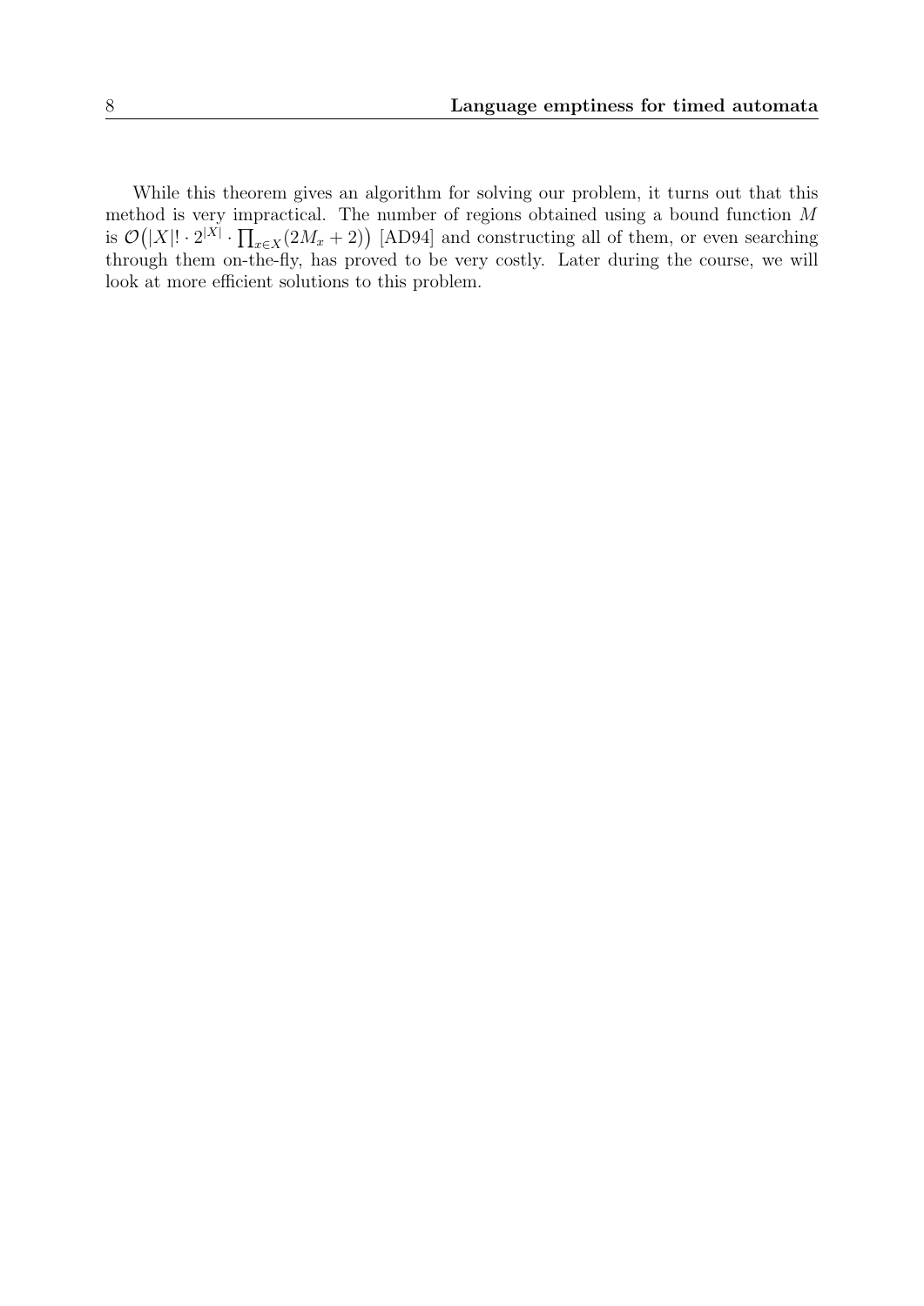While this theorem gives an algorithm for solving our problem, it turns out that this method is very impractical. The number of regions obtained using a bound function $M$ is $\mathcal{O}\big(|X|! \cdot 2^{|X|} \cdot \prod_{x \in X}(2M_x + 2)\big)$ [AD94] and constructing all of them, or even searching through them on-the-fly, has proved to be very costly. Later during the course, we will look at more efficient solutions to this problem.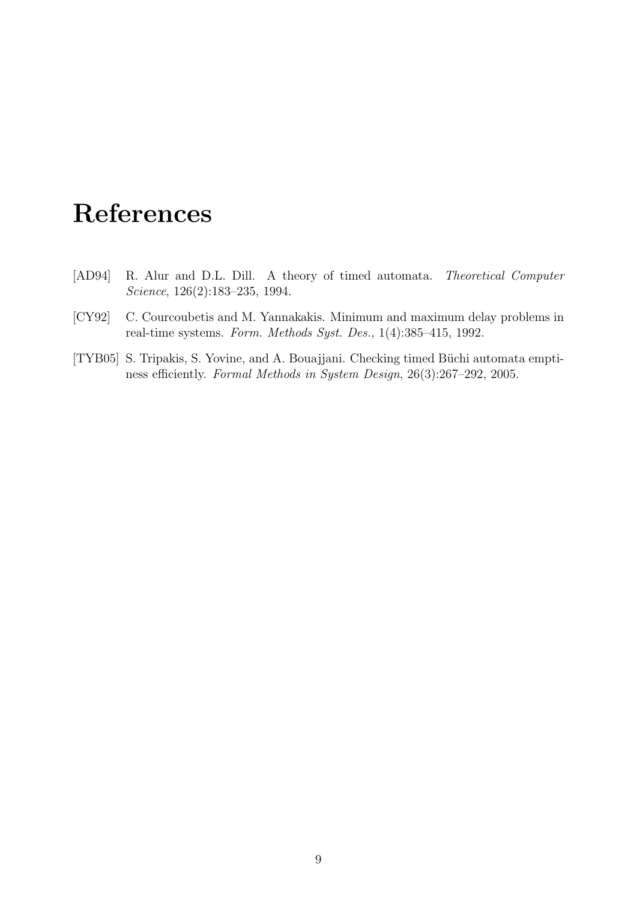# References

[AD94] R. Alur and D.L. Dill. A theory of timed automata. *Theoretical Computer Science*, 126(2):183–235, 1994.

[CY92] C. Courcoubetis and M. Yannakakis. Minimum and maximum delay problems in real-time systems. *Form. Methods Syst. Des.*, 1(4):385–415, 1992.

[TYB05] S. Tripakis, S. Yovine, and A. Bouajjani. Checking timed Büchi automata emptiness efficiently. *Formal Methods in System Design*, 26(3):267–292, 2005.